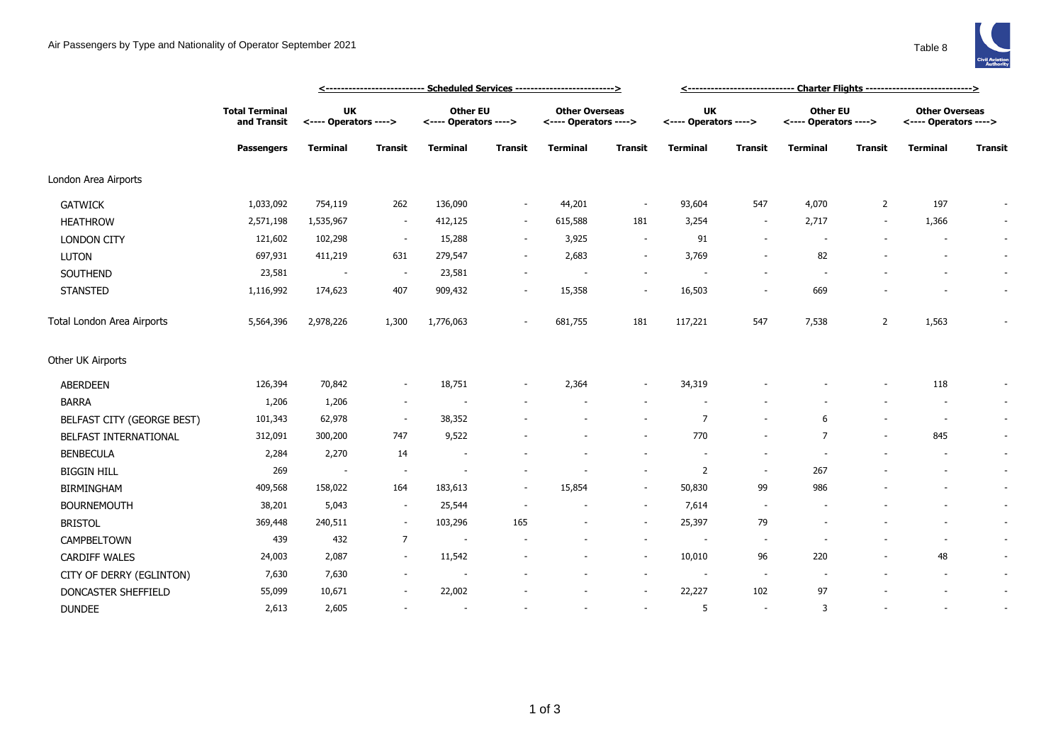# Air Passengers by Type and Nationality of Operator September 2021

Table 8

| | Total Terminal and Transit | Scheduled Services | | | | | | Charter Flights | | | | | |
|---|---|---|---|---|---|---|---|---|---|---|---|---|---|
| | | UK <---- Operators ----> | | Other EU <---- Operators ----> | | Other Overseas <---- Operators ----> | | UK <---- Operators ----> | | Other EU <---- Operators ----> | | Other Overseas <---- Operators ----> | |
| | Passengers | Terminal | Transit | Terminal | Transit | Terminal | Transit | Terminal | Transit | Terminal | Transit | Terminal | Transit |
| London Area Airports | | | | | | | | | | | | | |
| GATWICK | 1,033,092 | 754,119 | 262 | 136,090 | - | 44,201 | - | 93,604 | 547 | 4,070 | 2 | 197 | - |
| HEATHROW | 2,571,198 | 1,535,967 | - | 412,125 | - | 615,588 | 181 | 3,254 | - | 2,717 | - | 1,366 | - |
| LONDON CITY | 121,602 | 102,298 | - | 15,288 | - | 3,925 | - | 91 | - | - | - | - | - |
| LUTON | 697,931 | 411,219 | 631 | 279,547 | - | 2,683 | - | 3,769 | - | 82 | - | - | - |
| SOUTHEND | 23,581 | - | - | 23,581 | - | - | - | - | - | - | - | - | - |
| STANSTED | 1,116,992 | 174,623 | 407 | 909,432 | - | 15,358 | - | 16,503 | - | 669 | - | - | - |
| Total London Area Airports | 5,564,396 | 2,978,226 | 1,300 | 1,776,063 | - | 681,755 | 181 | 117,221 | 547 | 7,538 | 2 | 1,563 | - |
| Other UK Airports | | | | | | | | | | | | | |
| ABERDEEN | 126,394 | 70,842 | - | 18,751 | - | 2,364 | - | 34,319 | - | - | - | 118 | - |
| BARRA | 1,206 | 1,206 | - | - | - | - | - | - | - | - | - | - | - |
| BELFAST CITY (GEORGE BEST) | 101,343 | 62,978 | - | 38,352 | - | - | - | 7 | - | 6 | - | - | - |
| BELFAST INTERNATIONAL | 312,091 | 300,200 | 747 | 9,522 | - | - | - | 770 | - | 7 | - | 845 | - |
| BENBECULA | 2,284 | 2,270 | 14 | - | - | - | - | - | - | - | - | - | - |
| BIGGIN HILL | 269 | - | - | - | - | - | - | 2 | - | 267 | - | - | - |
| BIRMINGHAM | 409,568 | 158,022 | 164 | 183,613 | - | 15,854 | - | 50,830 | 99 | 986 | - | - | - |
| BOURNEMOUTH | 38,201 | 5,043 | - | 25,544 | - | - | - | 7,614 | - | - | - | - | - |
| BRISTOL | 369,448 | 240,511 | - | 103,296 | 165 | - | - | 25,397 | 79 | - | - | - | - |
| CAMPBELTOWN | 439 | 432 | 7 | - | - | - | - | - | - | - | - | - | - |
| CARDIFF WALES | 24,003 | 2,087 | - | 11,542 | - | - | - | 10,010 | 96 | 220 | - | 48 | - |
| CITY OF DERRY (EGLINTON) | 7,630 | 7,630 | - | - | - | - | - | - | - | - | - | - | - |
| DONCASTER SHEFFIELD | 55,099 | 10,671 | - | 22,002 | - | - | - | 22,227 | 102 | 97 | - | - | - |
| DUNDEE | 2,613 | 2,605 | - | - | - | - | - | 5 | - | 3 | - | - | - |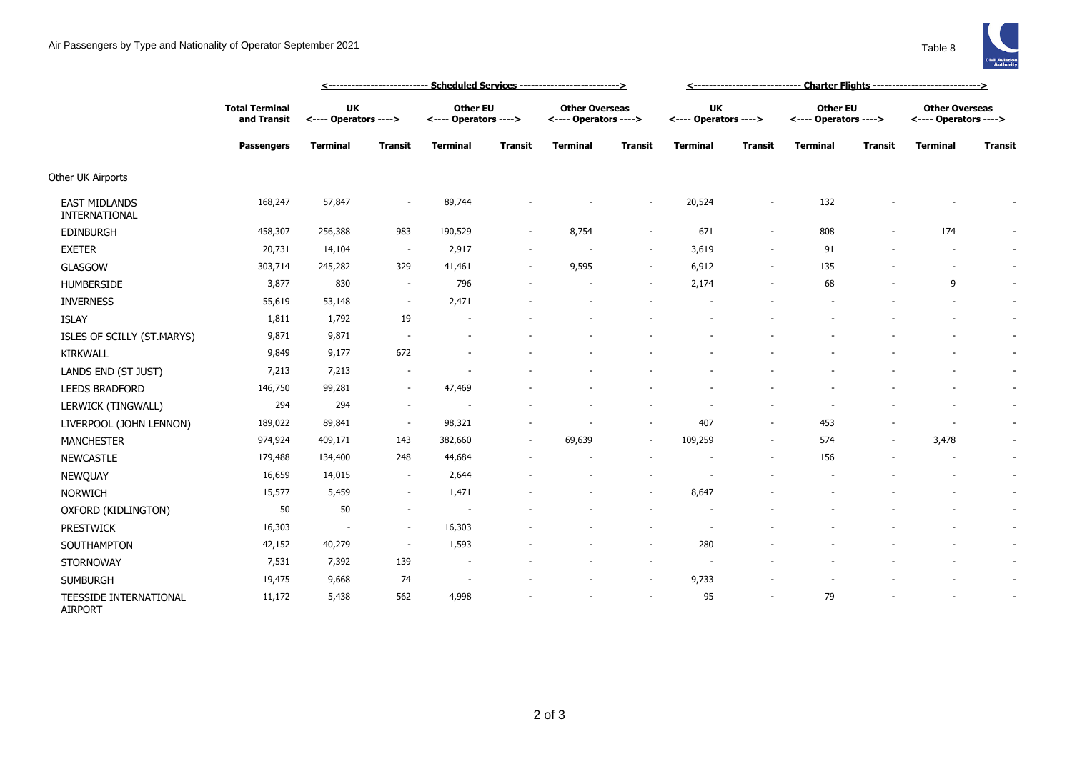# Air Passengers by Type and Nationality of Operator September 2021

Table 8

| | Total Terminal and Transit | Scheduled Services | | | | | | Charter Flights | | | | | |
|---|---|---|---|---|---|---|---|---|---|---|---|---|---|
| | | UK <---- Operators ----> | | Other EU <---- Operators ----> | | Other Overseas <---- Operators ----> | | UK <---- Operators ----> | | Other EU <---- Operators ----> | | Other Overseas <---- Operators ----> | |
| | **Passengers** | **Terminal** | **Transit** | **Terminal** | **Transit** | **Terminal** | **Transit** | **Terminal** | **Transit** | **Terminal** | **Transit** | **Terminal** | **Transit** |
| Other UK Airports | | | | | | | | | | | | | |
| EAST MIDLANDS INTERNATIONAL | 168,247 | 57,847 | - | 89,744 | - | - | - | 20,524 | - | 132 | - | - | - |
| EDINBURGH | 458,307 | 256,388 | 983 | 190,529 | - | 8,754 | - | 671 | - | 808 | - | 174 | - |
| EXETER | 20,731 | 14,104 | - | 2,917 | - | - | - | 3,619 | - | 91 | - | - | - |
| GLASGOW | 303,714 | 245,282 | 329 | 41,461 | - | 9,595 | - | 6,912 | - | 135 | - | - | - |
| HUMBERSIDE | 3,877 | 830 | - | 796 | - | - | - | 2,174 | - | 68 | - | 9 | - |
| INVERNESS | 55,619 | 53,148 | - | 2,471 | - | - | - | - | - | - | - | - | - |
| ISLAY | 1,811 | 1,792 | 19 | - | - | - | - | - | - | - | - | - | - |
| ISLES OF SCILLY (ST.MARYS) | 9,871 | 9,871 | - | - | - | - | - | - | - | - | - | - | - |
| KIRKWALL | 9,849 | 9,177 | 672 | - | - | - | - | - | - | - | - | - | - |
| LANDS END (ST JUST) | 7,213 | 7,213 | - | - | - | - | - | - | - | - | - | - | - |
| LEEDS BRADFORD | 146,750 | 99,281 | - | 47,469 | - | - | - | - | - | - | - | - | - |
| LERWICK (TINGWALL) | 294 | 294 | - | - | - | - | - | - | - | - | - | - | - |
| LIVERPOOL (JOHN LENNON) | 189,022 | 89,841 | - | 98,321 | - | - | - | 407 | - | 453 | - | - | - |
| MANCHESTER | 974,924 | 409,171 | 143 | 382,660 | - | 69,639 | - | 109,259 | - | 574 | - | 3,478 | - |
| NEWCASTLE | 179,488 | 134,400 | 248 | 44,684 | - | - | - | - | - | 156 | - | - | - |
| NEWQUAY | 16,659 | 14,015 | - | 2,644 | - | - | - | - | - | - | - | - | - |
| NORWICH | 15,577 | 5,459 | - | 1,471 | - | - | - | 8,647 | - | - | - | - | - |
| OXFORD (KIDLINGTON) | 50 | 50 | - | - | - | - | - | - | - | - | - | - | - |
| PRESTWICK | 16,303 | - | - | 16,303 | - | - | - | - | - | - | - | - | - |
| SOUTHAMPTON | 42,152 | 40,279 | - | 1,593 | - | - | - | 280 | - | - | - | - | - |
| STORNOWAY | 7,531 | 7,392 | 139 | - | - | - | - | - | - | - | - | - | - |
| SUMBURGH | 19,475 | 9,668 | 74 | - | - | - | - | 9,733 | - | - | - | - | - |
| TEESSIDE INTERNATIONAL AIRPORT | 11,172 | 5,438 | 562 | 4,998 | - | - | - | 95 | - | 79 | - | - | - |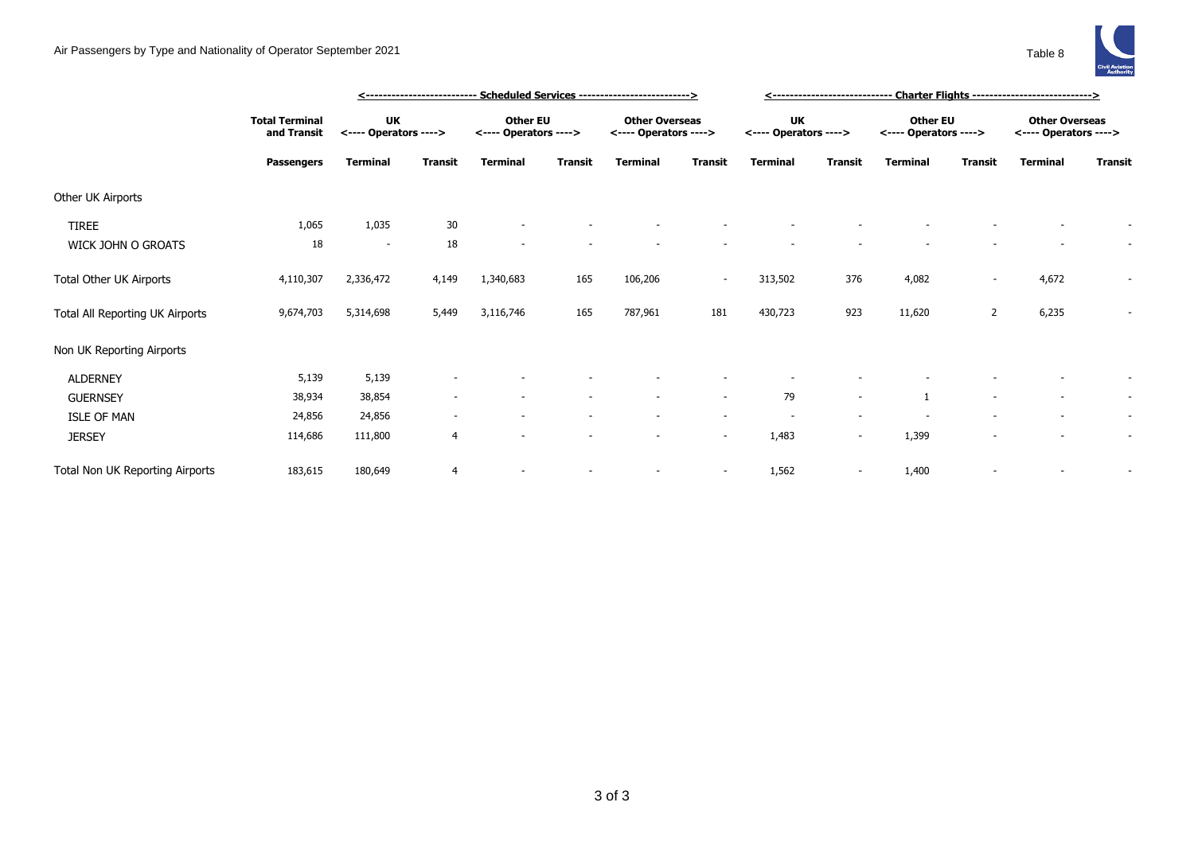Air Passengers by Type and Nationality of Operator September 2021

Table 8

| | Total Terminal and Transit | Scheduled Services | | | | | | Charter Flights | | | | | |
|---|---|---|---|---|---|---|---|---|---|---|---|---|---|
| | | UK <---- Operators ----> | | Other EU <---- Operators ----> | | Other Overseas <---- Operators ----> | | UK <---- Operators ----> | | Other EU <---- Operators ----> | | Other Overseas <---- Operators ----> | |
| | **Passengers** | **Terminal** | **Transit** | **Terminal** | **Transit** | **Terminal** | **Transit** | **Terminal** | **Transit** | **Terminal** | **Transit** | **Terminal** | **Transit** |
| Other UK Airports | | | | | | | | | | | | | |
| TIREE | 1,065 | 1,035 | 30 | - | - | - | - | - | - | - | - | - | - |
| WICK JOHN O GROATS | 18 | - | 18 | - | - | - | - | - | - | - | - | - | - |
| Total Other UK Airports | 4,110,307 | 2,336,472 | 4,149 | 1,340,683 | 165 | 106,206 | - | 313,502 | 376 | 4,082 | - | 4,672 | - |
| Total All Reporting UK Airports | 9,674,703 | 5,314,698 | 5,449 | 3,116,746 | 165 | 787,961 | 181 | 430,723 | 923 | 11,620 | 2 | 6,235 | - |
| Non UK Reporting Airports | | | | | | | | | | | | | |
| ALDERNEY | 5,139 | 5,139 | - | - | - | - | - | - | - | - | - | - | - |
| GUERNSEY | 38,934 | 38,854 | - | - | - | - | - | 79 | - | 1 | - | - | - |
| ISLE OF MAN | 24,856 | 24,856 | - | - | - | - | - | - | - | - | - | - | - |
| JERSEY | 114,686 | 111,800 | 4 | - | - | - | - | 1,483 | - | 1,399 | - | - | - |
| Total Non UK Reporting Airports | 183,615 | 180,649 | 4 | - | - | - | - | 1,562 | - | 1,400 | - | - | - |